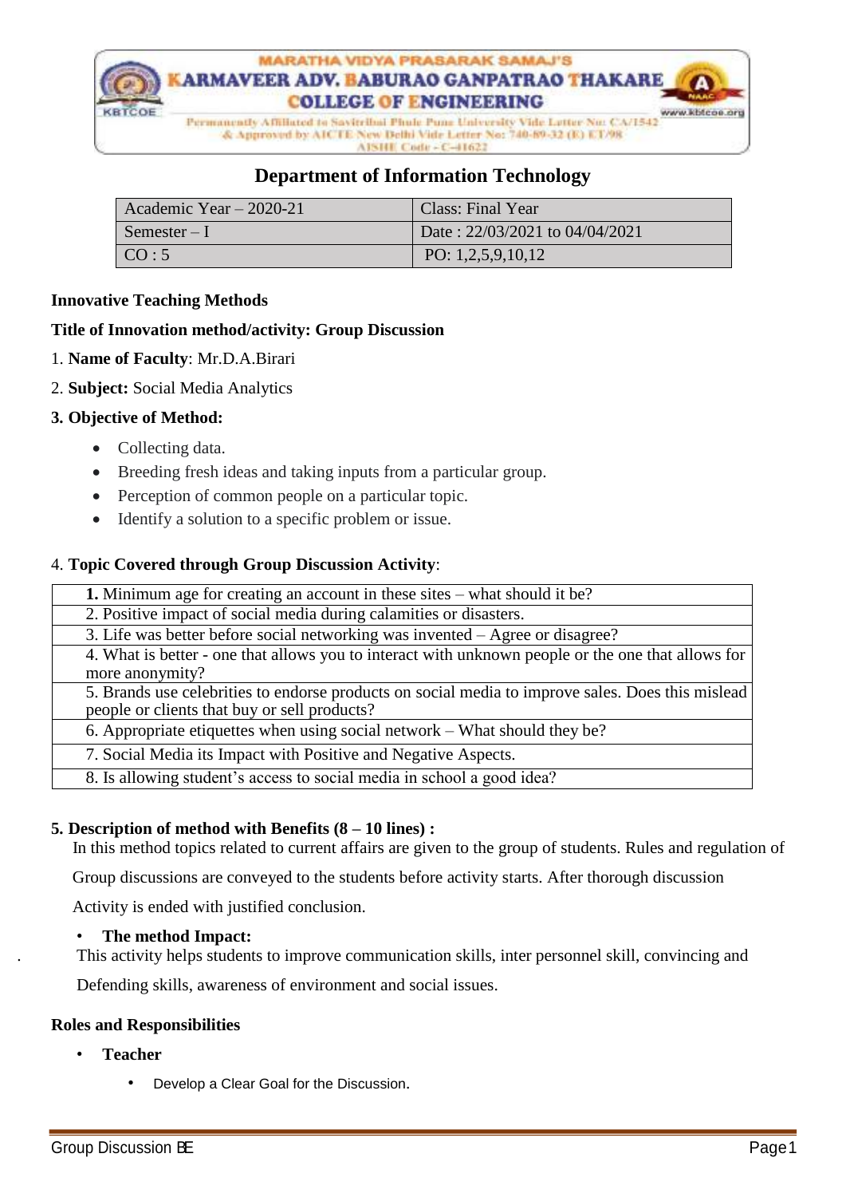MARATHA VIDYA PRASARAK SAMAJ'S
KARMAVEER ADV. BABURAO GANPATRAO THAKARE
COLLEGE OF ENGINEERING
Permanently Affiliated to Savitribai Phule Pune University Vide Letter No: CA/1542
& Approved by AICTE New Delhi Vide Letter No: 740-89-32 (E) ET/98
AISHE Code - C-41622
www.kbtcoe.org

## Department of Information Technology

| Academic Year – 2020-21 | Class: Final Year |
|---|---|
| Semester – I | Date : 22/03/2021 to 04/04/2021 |
| CO : 5 | PO: 1,2,5,9,10,12 |

**Innovative Teaching Methods**

**Title of Innovation method/activity: Group Discussion**

1. **Name of Faculty**: Mr.D.A.Birari
2. **Subject:** Social Media Analytics
3. **Objective of Method:**
   - Collecting data.
   - Breeding fresh ideas and taking inputs from a particular group.
   - Perception of common people on a particular topic.
   - Identify a solution to a specific problem or issue.

4. **Topic Covered through Group Discussion Activity**:

| |
|---|
| **1.** Minimum age for creating an account in these sites – what should it be? |
| 2. Positive impact of social media during calamities or disasters. |
| 3. Life was better before social networking was invented – Agree or disagree? |
| 4. What is better - one that allows you to interact with unknown people or the one that allows for more anonymity? |
| 5. Brands use celebrities to endorse products on social media to improve sales. Does this mislead people or clients that buy or sell products? |
| 6. Appropriate etiquettes when using social network – What should they be? |
| 7. Social Media its Impact with Positive and Negative Aspects. |
| 8. Is allowing student's access to social media in school a good idea? |

5. **Description of method with Benefits (8 – 10 lines) :**

In this method topics related to current affairs are given to the group of students. Rules and regulation of Group discussions are conveyed to the students before activity starts. After thorough discussion Activity is ended with justified conclusion.

- **The method Impact:**

This activity helps students to improve communication skills, inter personnel skill, convincing and Defending skills, awareness of environment and social issues.

**Roles and Responsibilities**

- **Teacher**
  - Develop a Clear Goal for the Discussion.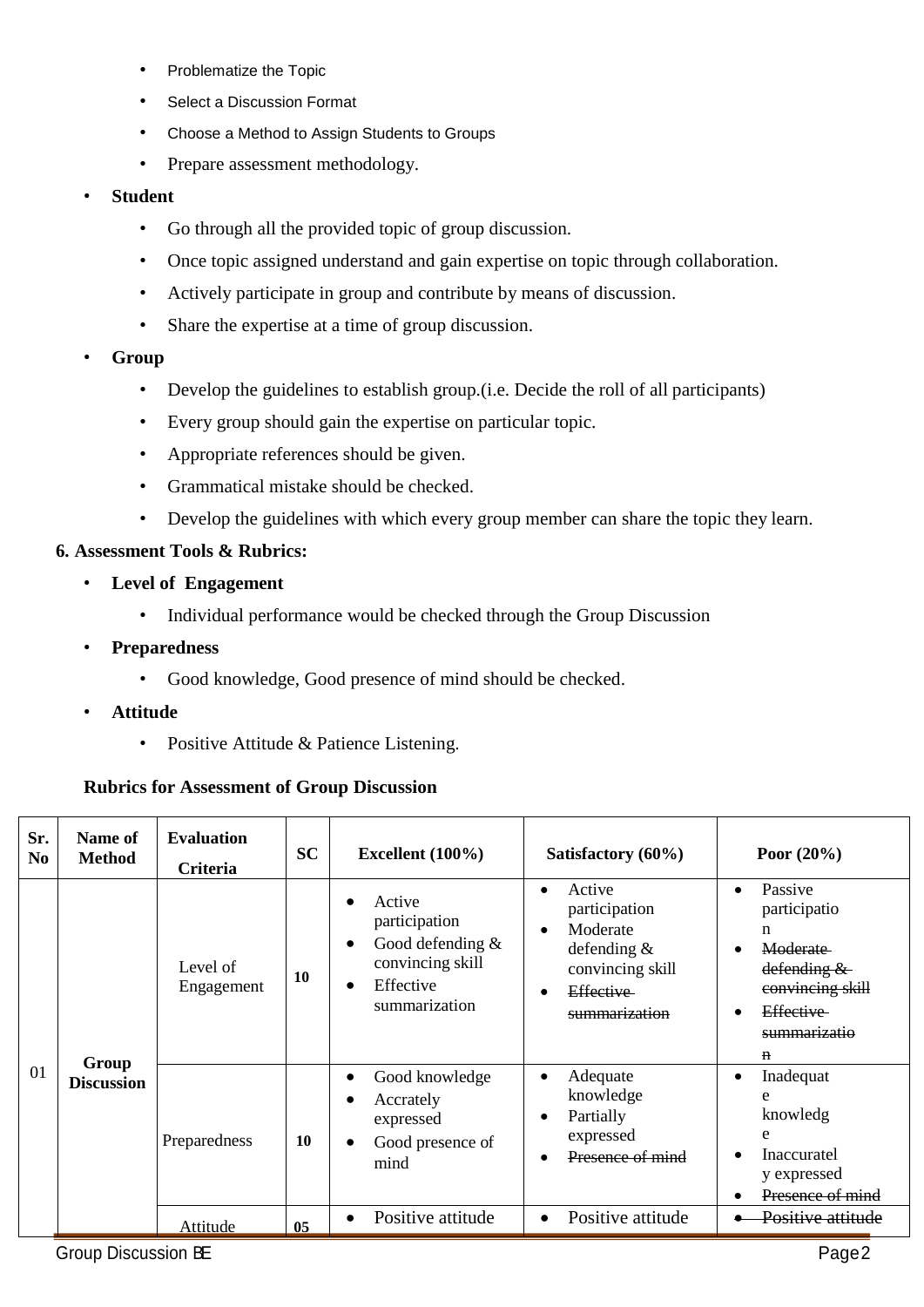- Problematize the Topic
- Select a Discussion Format
- Choose a Method to Assign Students to Groups
- Prepare assessment methodology.

- **Student**
  - Go through all the provided topic of group discussion.
  - Once topic assigned understand and gain expertise on topic through collaboration.
  - Actively participate in group and contribute by means of discussion.
  - Share the expertise at a time of group discussion.
- **Group**
  - Develop the guidelines to establish group.(i.e. Decide the roll of all participants)
  - Every group should gain the expertise on particular topic.
  - Appropriate references should be given.
  - Grammatical mistake should be checked.
  - Develop the guidelines with which every group member can share the topic they learn.

**6. Assessment Tools & Rubrics:**

- **Level of Engagement**
  - Individual performance would be checked through the Group Discussion
- **Preparedness**
  - Good knowledge, Good presence of mind should be checked.
- **Attitude**
  - Positive Attitude & Patience Listening.

**Rubrics for Assessment of Group Discussion**

| Sr. No | Name of Method | Evaluation Criteria | SC | Excellent (100%) | Satisfactory (60%) | Poor (20%) |
|---|---|---|---|---|---|---|
| 01 | Group Discussion | Level of Engagement | 10 | • Active participation<br>• Good defending & convincing skill<br>• Effective summarization | • Active participation<br>• Moderate defending & convincing skill<br>• ~~Effective summarization~~ | • Passive participation<br>• ~~Moderate defending & convincing skill~~<br>• ~~Effective summarization~~ |
| | | Preparedness | 10 | • Good knowledge<br>• Accrately expressed<br>• Good presence of mind | • Adequate knowledge<br>• Partially expressed<br>• ~~Presence of mind~~ | • Inadequate knowledge<br>• Inaccurately expressed<br>• ~~Presence of mind~~ |
| | | Attitude | 05 | • Positive attitude | • Positive attitude | • ~~Positive attitude~~ |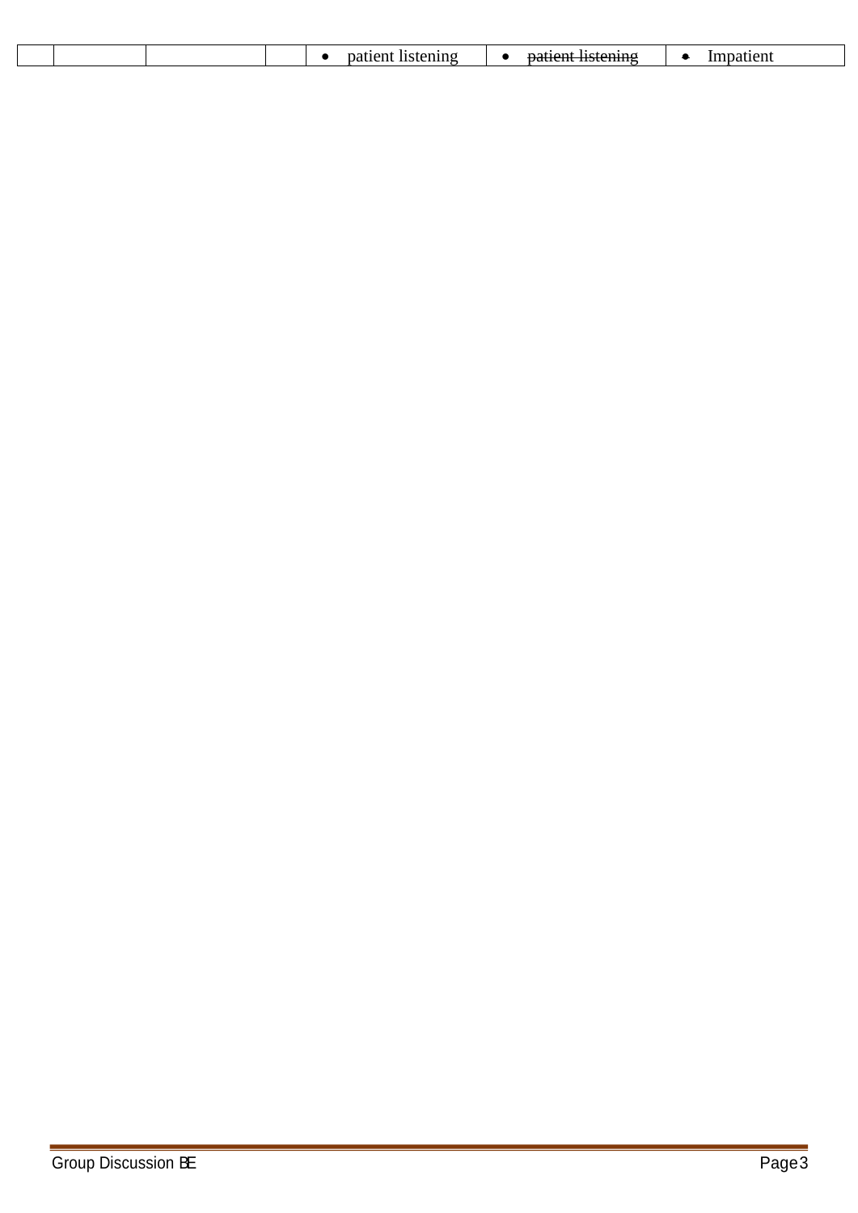| | | | | • patient listening | • ~~patient listening~~ | • Impatient |
|---|---|---|---|---|---|---|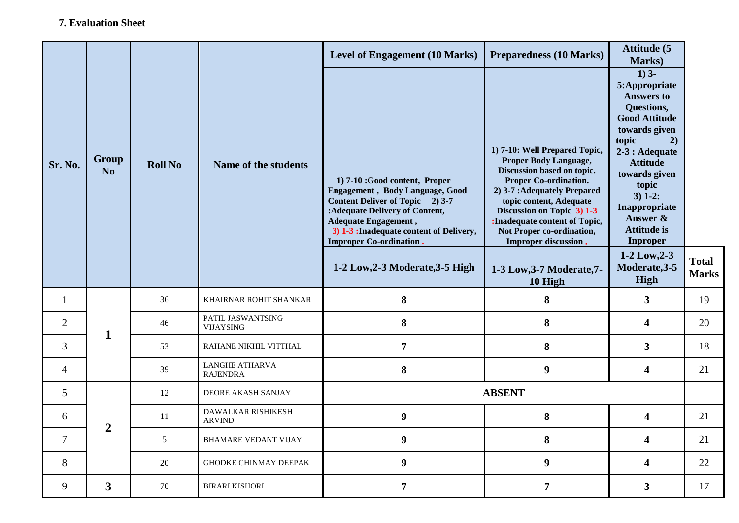**7. Evaluation Sheet**

| Sr. No. | Group No | Roll No | Name of the students | Level of Engagement (10 Marks) | Preparedness (10 Marks) | Attitude (5 Marks) | |
|---|---|---|---|---|---|---|---|
| | | | | 1) 7-10 :Good content, Proper Engagement , Body Language, Good Content Deliver of Topic 2) 3-7 :Adequate Delivery of Content, Adequate Engagement , 3) 1-3 :Inadequate content of Delivery, Improper Co-ordination . | 1) 7-10: Well Prepared Topic, Proper Body Language, Discussion based on topic. Proper Co-ordination. 2) 3-7 :Adequately Prepared topic content, Adequate Discussion on Topic 3) 1-3 :Inadequate content of Topic, Not Proper co-ordination, Improper discussion , | 1) 3-5:Appropriate Answers to Questions, Good Attitude towards given topic 2) 2-3 : Adequate Attitude towards given topic 3) 1-2: Inappropriate Answer & Attitude is Inproper | |
| | | | | 1-2 Low,2-3 Moderate,3-5 High | 1-3 Low,3-7 Moderate,7-10 High | 1-2 Low,2-3 Moderate,3-5 High | Total Marks |
| 1 | 1 | 36 | KHAIRNAR ROHIT SHANKAR | 8 | 8 | 3 | 19 |
| 2 | | 46 | PATIL JASWANTSING VIJAYSING | 8 | 8 | 4 | 20 |
| 3 | | 53 | RAHANE NIKHIL VITTHAL | 7 | 8 | 3 | 18 |
| 4 | | 39 | LANGHE ATHARVA RAJENDRA | 8 | 9 | 4 | 21 |
| 5 | 2 | 12 | DEORE AKASH SANJAY | ABSENT | | | |
| 6 | | 11 | DAWALKAR RISHIKESH ARVIND | 9 | 8 | 4 | 21 |
| 7 | | 5 | BHAMARE VEDANT VIJAY | 9 | 8 | 4 | 21 |
| 8 | | 20 | GHODKE CHINMAY DEEPAK | 9 | 9 | 4 | 22 |
| 9 | 3 | 70 | BIRARI KISHORI | 7 | 7 | 3 | 17 |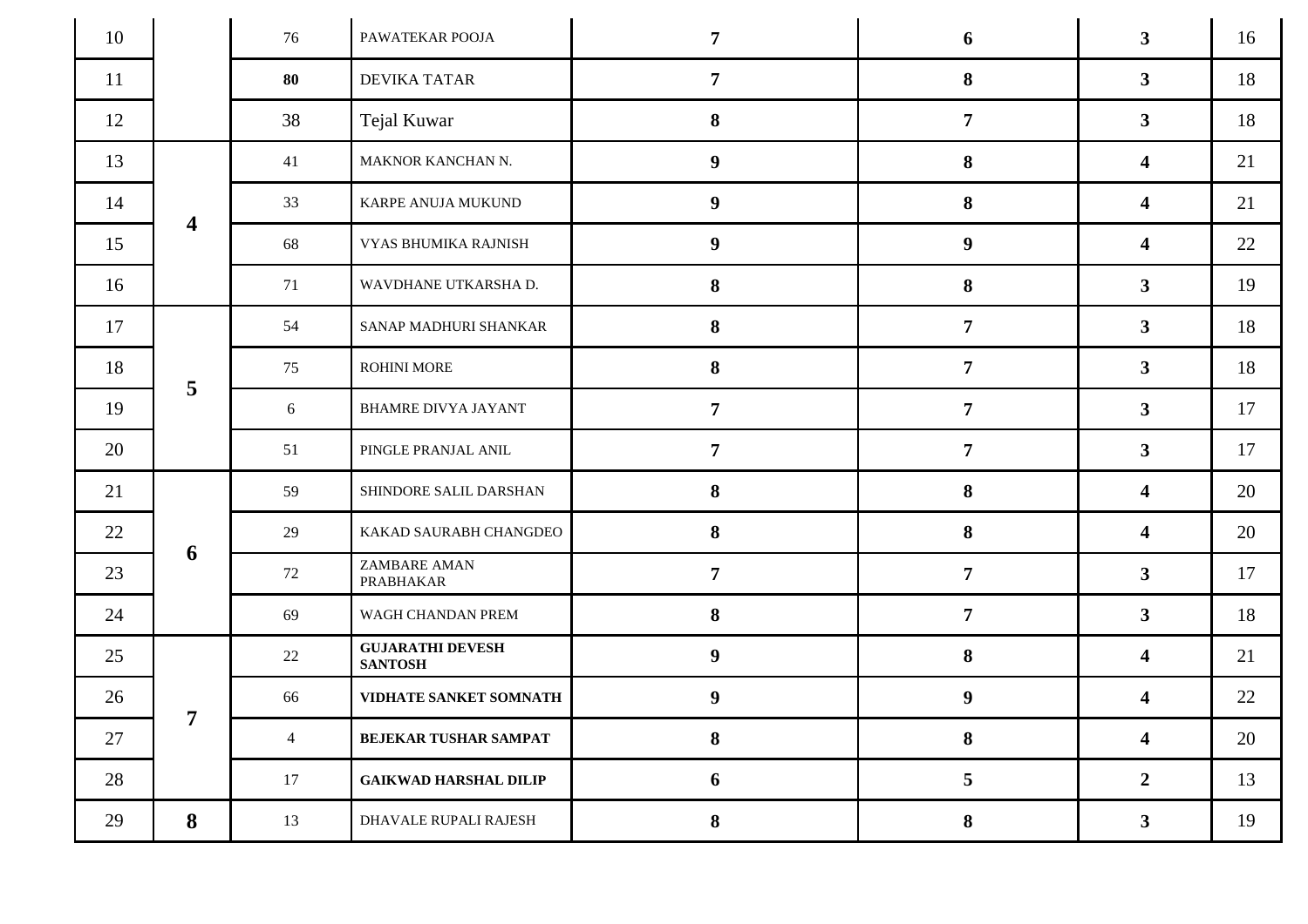|  |  |  |  |  |  |  |  |
|---|---|---|---|---|---|---|---|
| 10 |  | 76 | PAWATEKAR POOJA | **7** | **6** | **3** | 16 |
| 11 |  | **80** | DEVIKA TATAR | **7** | **8** | **3** | 18 |
| 12 |  | 38 | Tejal Kuwar | **8** | **7** | **3** | 18 |
| 13 | **4** | 41 | MAKNOR KANCHAN N. | **9** | **8** | **4** | 21 |
| 14 |  | 33 | KARPE ANUJA MUKUND | **9** | **8** | **4** | 21 |
| 15 |  | 68 | VYAS BHUMIKA RAJNISH | **9** | **9** | **4** | 22 |
| 16 |  | 71 | WAVDHANE UTKARSHA D. | **8** | **8** | **3** | 19 |
| 17 | **5** | 54 | SANAP MADHURI SHANKAR | **8** | **7** | **3** | 18 |
| 18 |  | 75 | ROHINI MORE | **8** | **7** | **3** | 18 |
| 19 |  | 6 | BHAMRE DIVYA JAYANT | **7** | **7** | **3** | 17 |
| 20 |  | 51 | PINGLE PRANJAL ANIL | **7** | **7** | **3** | 17 |
| 21 | **6** | 59 | SHINDORE SALIL DARSHAN | **8** | **8** | **4** | 20 |
| 22 |  | 29 | KAKAD SAURABH CHANGDEO | **8** | **8** | **4** | 20 |
| 23 |  | 72 | ZAMBARE AMAN PRABHAKAR | **7** | **7** | **3** | 17 |
| 24 |  | 69 | WAGH CHANDAN PREM | **8** | **7** | **3** | 18 |
| 25 | **7** | 22 | **GUJARATHI DEVESH SANTOSH** | **9** | **8** | **4** | 21 |
| 26 |  | 66 | **VIDHATE SANKET SOMNATH** | **9** | **9** | **4** | 22 |
| 27 |  | 4 | **BEJEKAR TUSHAR SAMPAT** | **8** | **8** | **4** | 20 |
| 28 |  | 17 | **GAIKWAD HARSHAL DILIP** | **6** | **5** | **2** | 13 |
| 29 | **8** | 13 | DHAVALE RUPALI RAJESH | **8** | **8** | **3** | 19 |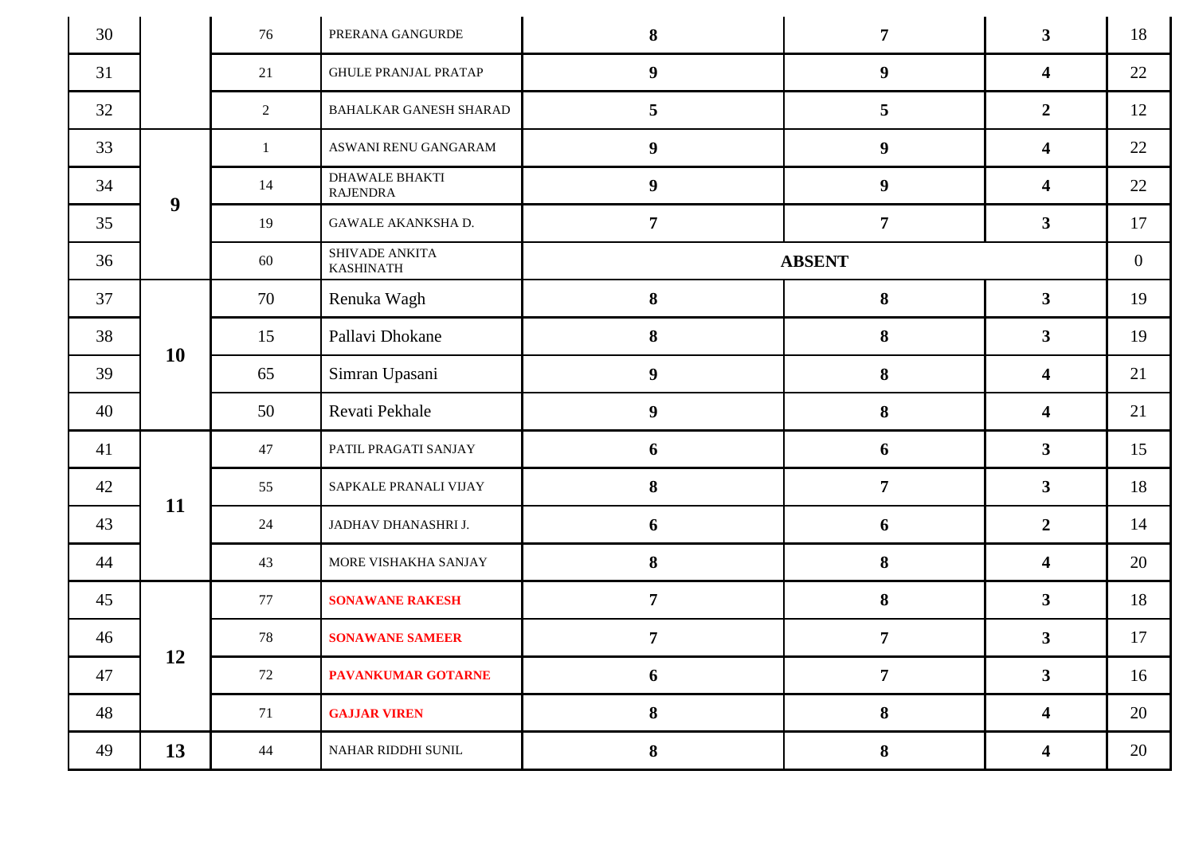| | | | | | | | |
|---|---|---|---|---|---|---|---|
| 30 | | 76 | PRERANA GANGURDE | **8** | **7** | **3** | 18 |
| 31 | | 21 | GHULE PRANJAL PRATAP | **9** | **9** | **4** | 22 |
| 32 | | 2 | BAHALKAR GANESH SHARAD | **5** | **5** | **2** | 12 |
| 33 | **9** | 1 | ASWANI RENU GANGARAM | **9** | **9** | **4** | 22 |
| 34 | | 14 | DHAWALE BHAKTI RAJENDRA | **9** | **9** | **4** | 22 |
| 35 | | 19 | GAWALE AKANKSHA D. | **7** | **7** | **3** | 17 |
| 36 | | 60 | SHIVADE ANKITA KASHINATH | **ABSENT** | | | 0 |
| 37 | **10** | 70 | Renuka Wagh | **8** | **8** | **3** | 19 |
| 38 | | 15 | Pallavi Dhokane | **8** | **8** | **3** | 19 |
| 39 | | 65 | Simran Upasani | **9** | **8** | **4** | 21 |
| 40 | | 50 | Revati Pekhale | **9** | **8** | **4** | 21 |
| 41 | **11** | 47 | PATIL PRAGATI SANJAY | **6** | **6** | **3** | 15 |
| 42 | | 55 | SAPKALE PRANALI VIJAY | **8** | **7** | **3** | 18 |
| 43 | | 24 | JADHAV DHANASHRI J. | **6** | **6** | **2** | 14 |
| 44 | | 43 | MORE VISHAKHA SANJAY | **8** | **8** | **4** | 20 |
| 45 | **12** | 77 | **SONAWANE RAKESH** | **7** | **8** | **3** | 18 |
| 46 | | 78 | **SONAWANE SAMEER** | **7** | **7** | **3** | 17 |
| 47 | | 72 | **PAVANKUMAR GOTARNE** | **6** | **7** | **3** | 16 |
| 48 | | 71 | **GAJJAR VIREN** | **8** | **8** | **4** | 20 |
| 49 | **13** | 44 | NAHAR RIDDHI SUNIL | **8** | **8** | **4** | 20 |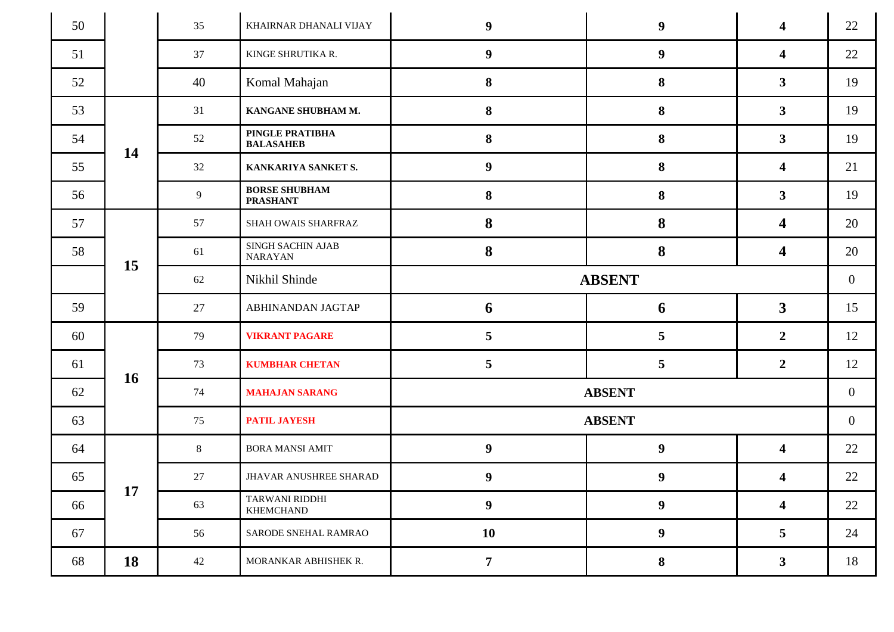| | | | | | | | |
|---|---|---|---|---|---|---|---|
| 50 | | 35 | KHAIRNAR DHANALI VIJAY | **9** | **9** | **4** | 22 |
| 51 | | 37 | KINGE SHRUTIKA R. | **9** | **9** | **4** | 22 |
| 52 | | 40 | Komal Mahajan | **8** | **8** | **3** | 19 |
| 53 | **14** | 31 | **KANGANE SHUBHAM M.** | **8** | **8** | **3** | 19 |
| 54 | | 52 | **PINGLE PRATIBHA BALASAHEB** | **8** | **8** | **3** | 19 |
| 55 | | 32 | **KANKARIYA SANKET S.** | **9** | **8** | **4** | 21 |
| 56 | | 9 | **BORSE SHUBHAM PRASHANT** | **8** | **8** | **3** | 19 |
| 57 | **15** | 57 | SHAH OWAIS SHARFRAZ | **8** | **8** | **4** | 20 |
| 58 | | 61 | SINGH SACHIN AJAB NARAYAN | **8** | **8** | **4** | 20 |
| | | 62 | Nikhil Shinde | **ABSENT** | | | 0 |
| 59 | | 27 | ABHINANDAN JAGTAP | **6** | **6** | **3** | 15 |
| 60 | **16** | 79 | **VIKRANT PAGARE** | **5** | **5** | **2** | 12 |
| 61 | | 73 | **KUMBHAR CHETAN** | **5** | **5** | **2** | 12 |
| 62 | | 74 | **MAHAJAN SARANG** | **ABSENT** | | | 0 |
| 63 | | 75 | **PATIL JAYESH** | **ABSENT** | | | 0 |
| 64 | **17** | 8 | BORA MANSI AMIT | **9** | **9** | **4** | 22 |
| 65 | | 27 | JHAVAR ANUSHREE SHARAD | **9** | **9** | **4** | 22 |
| 66 | | 63 | TARWANI RIDDHI KHEMCHAND | **9** | **9** | **4** | 22 |
| 67 | | 56 | SARODE SNEHAL RAMRAO | **10** | **9** | **5** | 24 |
| 68 | **18** | 42 | MORANKAR ABHISHEK R. | **7** | **8** | **3** | 18 |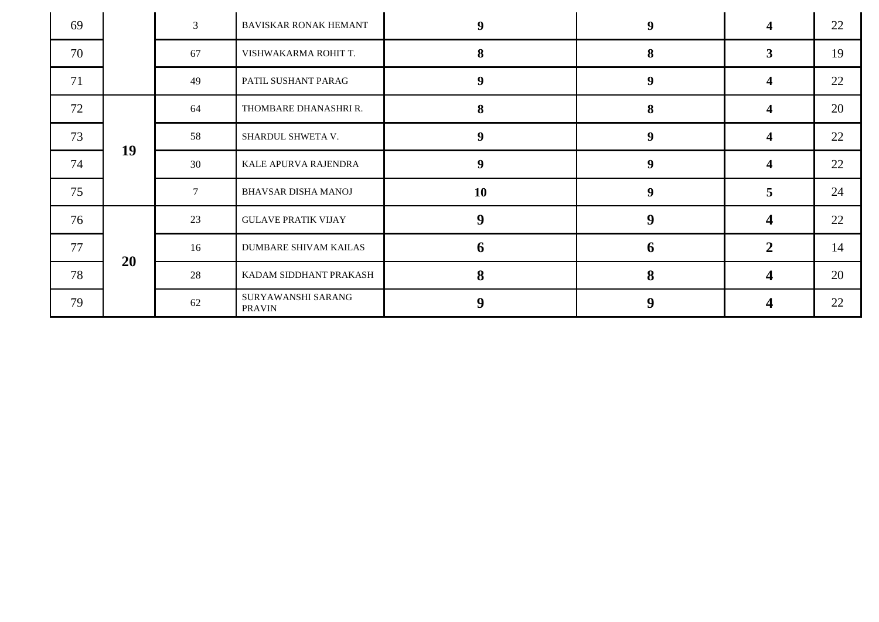| | | | | | | | |
|---|---|---|---|---|---|---|---|
| 69 | | 3 | BAVISKAR RONAK HEMANT | **9** | **9** | **4** | 22 |
| 70 | | 67 | VISHWAKARMA ROHIT T. | **8** | **8** | **3** | 19 |
| 71 | | 49 | PATIL SUSHANT PARAG | **9** | **9** | **4** | 22 |
| 72 | **19** | 64 | THOMBARE DHANASHRI R. | **8** | **8** | **4** | 20 |
| 73 | | 58 | SHARDUL SHWETA V. | **9** | **9** | **4** | 22 |
| 74 | | 30 | KALE APURVA RAJENDRA | **9** | **9** | **4** | 22 |
| 75 | | 7 | BHAVSAR DISHA MANOJ | **10** | **9** | **5** | 24 |
| 76 | **20** | 23 | GULAVE PRATIK VIJAY | **9** | **9** | **4** | 22 |
| 77 | | 16 | DUMBARE SHIVAM KAILAS | **6** | **6** | **2** | 14 |
| 78 | | 28 | KADAM SIDDHANT PRAKASH | **8** | **8** | **4** | 20 |
| 79 | | 62 | SURYAWANSHI SARANG PRAVIN | **9** | **9** | **4** | 22 |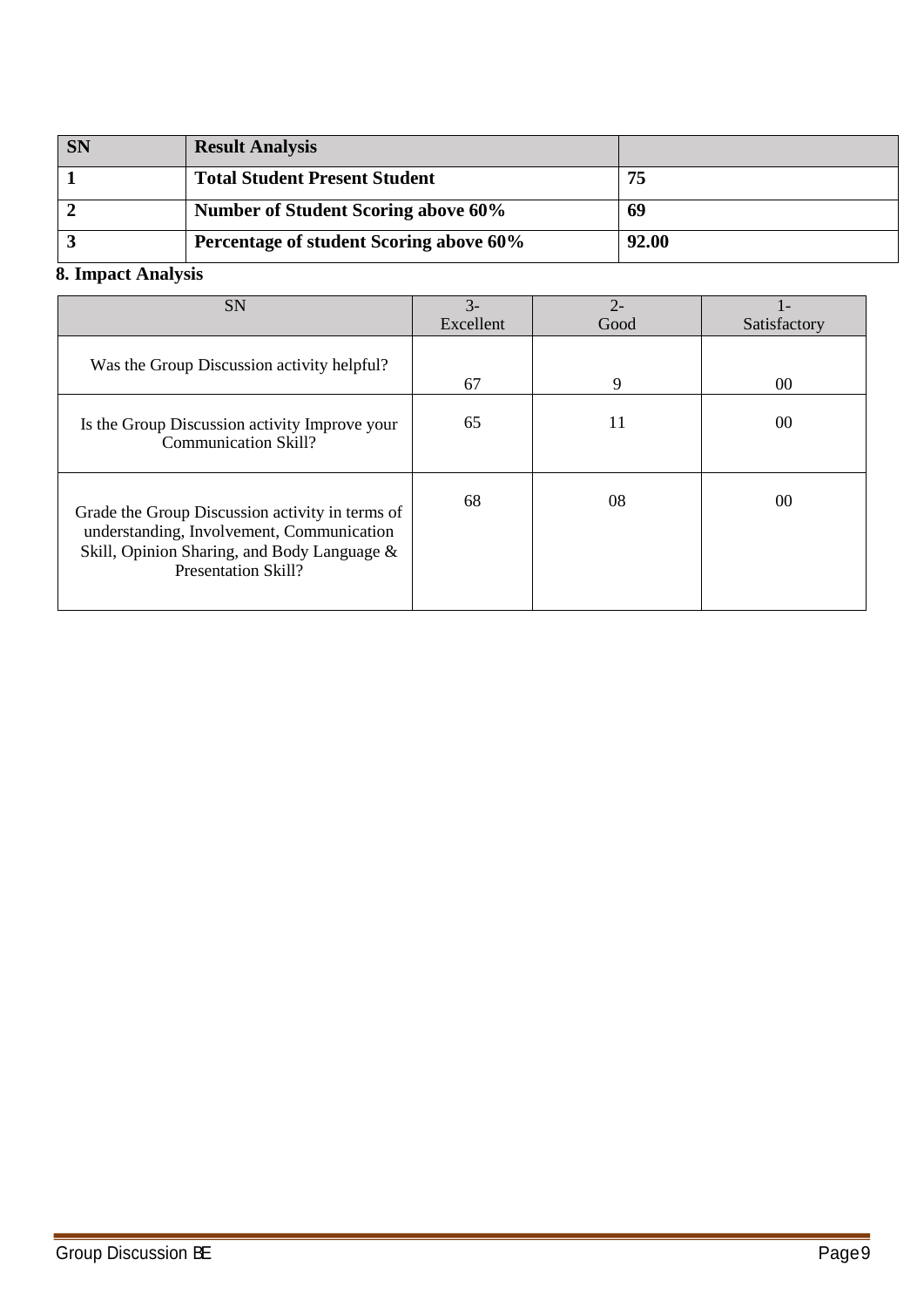| SN | Result Analysis | |
|---|---|---|
| 1 | Total Student Present Student | 75 |
| 2 | Number of Student Scoring above 60% | 69 |
| 3 | Percentage of student Scoring above 60% | 92.00 |

**8. Impact Analysis**

| SN | 3- Excellent | 2- Good | 1- Satisfactory |
|---|---|---|---|
| Was the Group Discussion activity helpful? | 67 | 9 | 00 |
| Is the Group Discussion activity Improve your Communication Skill? | 65 | 11 | 00 |
| Grade the Group Discussion activity in terms of understanding, Involvement, Communication Skill, Opinion Sharing, and Body Language & Presentation Skill? | 68 | 08 | 00 |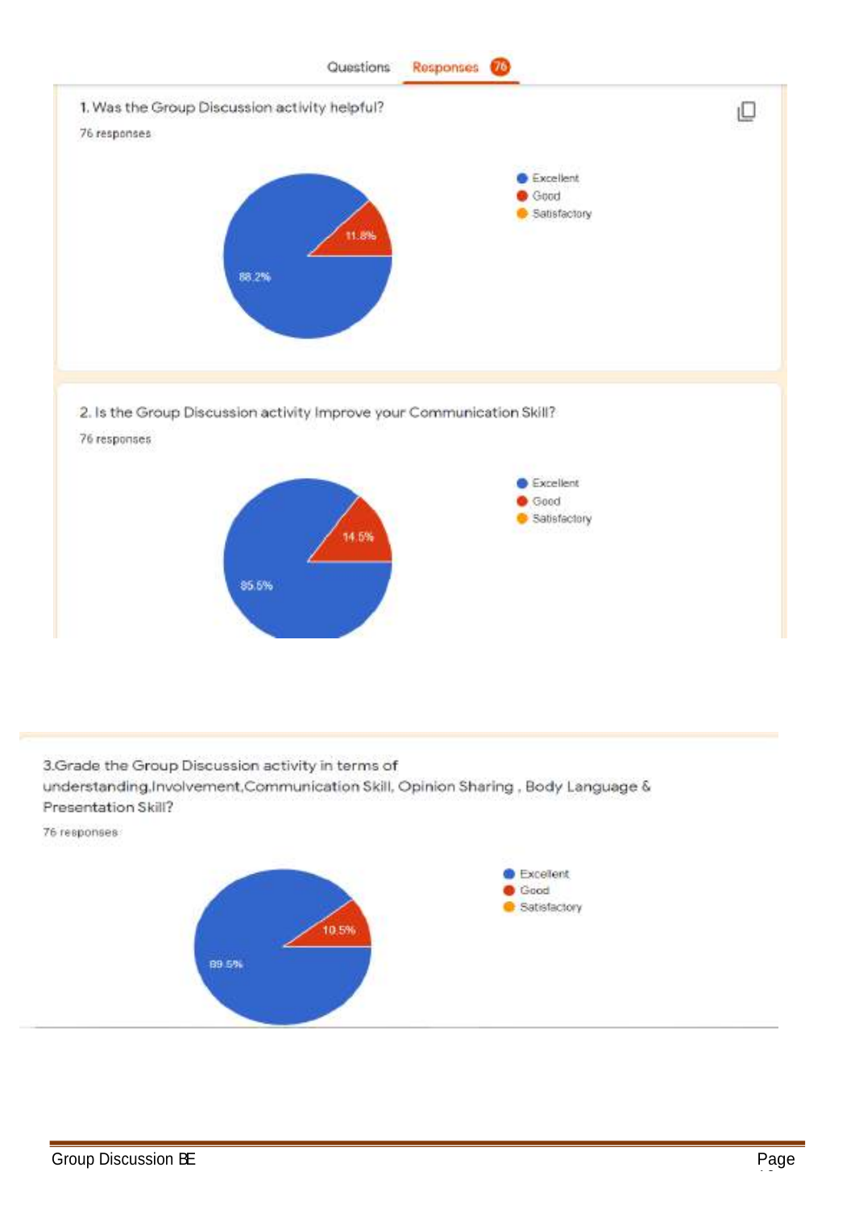Questions Responses 76

1. Was the Group Discussion activity helpful?

76 responses

- Excellent: 88.2%
- Good: 11.8%
- Satisfactory

2. Is the Group Discussion activity Improve your Communication Skill?

76 responses

- Excellent: 85.5%
- Good: 14.5%
- Satisfactory

3.Grade the Group Discussion activity in terms of understanding,Involvement,Communication Skill, Opinion Sharing , Body Language & Presentation Skill?

76 responses

- Excellent: 89.5%
- Good: 10.5%
- Satisfactory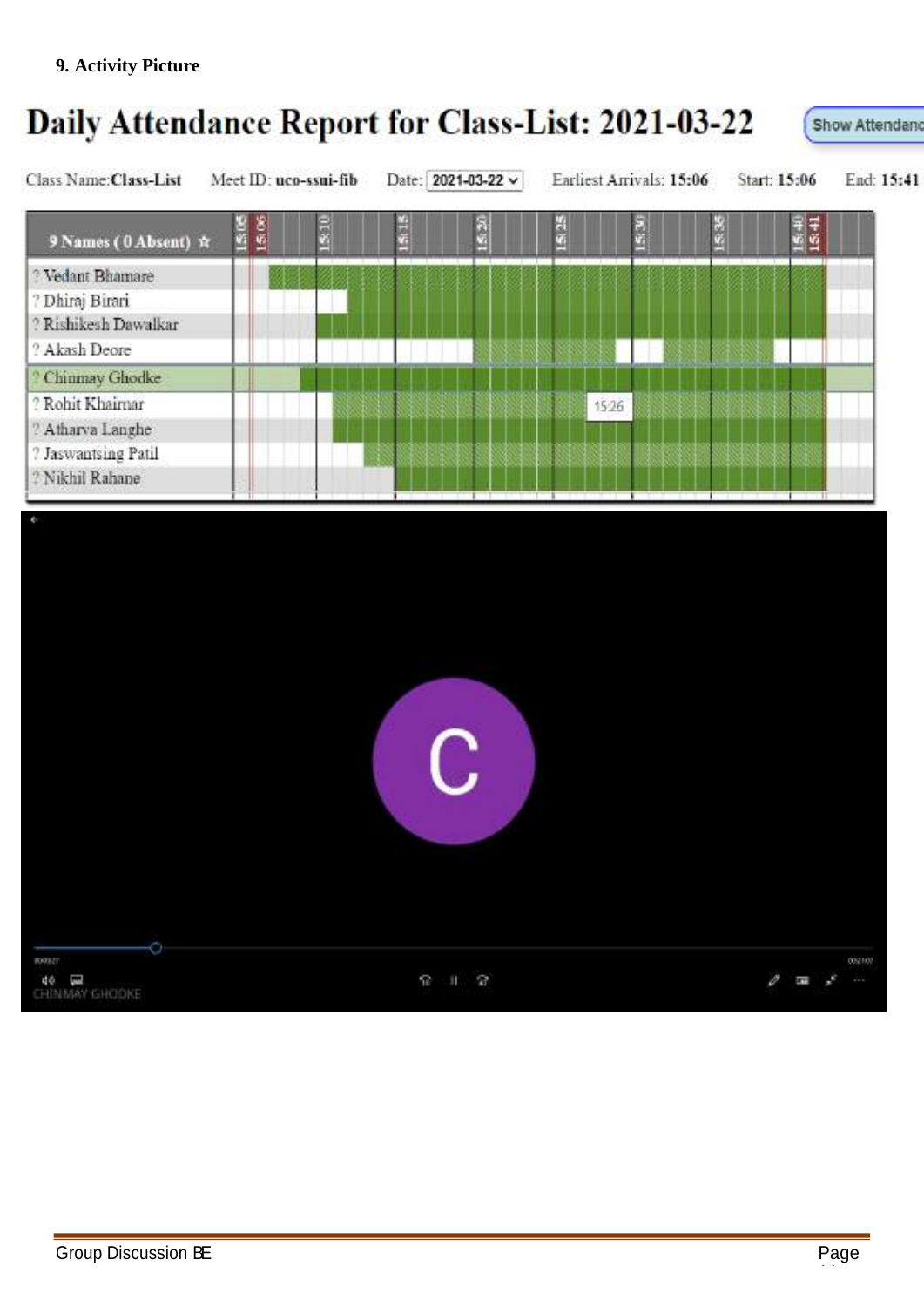**9. Activity Picture**

# Daily Attendance Report for Class-List: 2021-03-22

Class Name: **Class-List** Meet ID: **uco-ssui-fib** Date: 2021-03-22 Earliest Arrivals: **15:06** Start: **15:06** End: **15:41**

9 Names ( 0 Absent )

- ? Vedant Bhamare
- ? Dhiraj Birari
- ? Rishikesh Dawalkar
- ? Akash Deore
- ? Chinmay Ghodke
- ? Rohit Khairnar
- ? Atharva Langhe
- ? Jaswantsing Patil
- ? Nikhil Rahane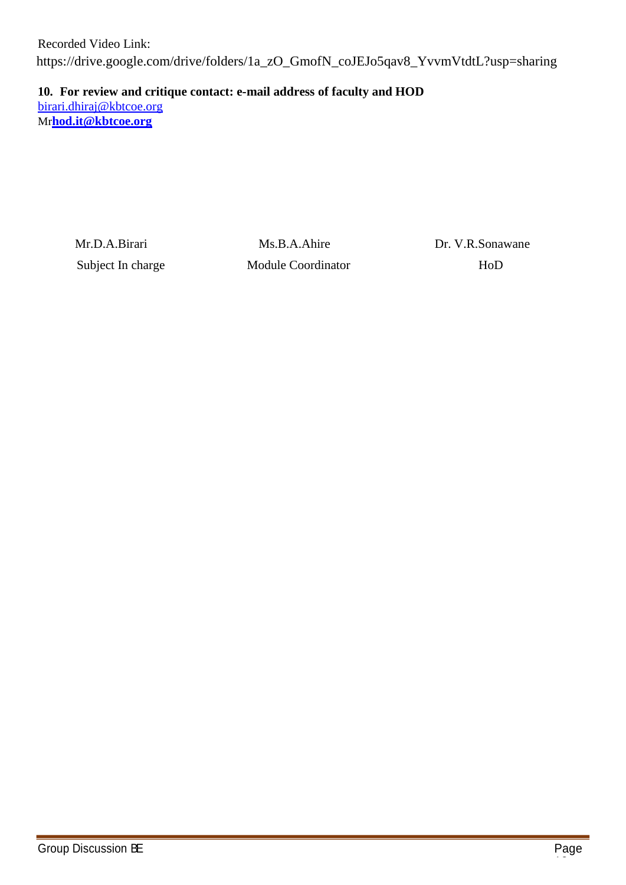Recorded Video Link:
https://drive.google.com/drive/folders/1a_zO_GmofN_coJEJo5qav8_YvvmVtdtL?usp=sharing

**10. For review and critique contact: e-mail address of faculty and HOD**

birari.dhiraj@kbtcoe.org
Mr**hod.it@kbtcoe.org**

| | | |
|---|---|---|
| Mr.D.A.Birari | Ms.B.A.Ahire | Dr. V.R.Sonawane |
| Subject In charge | Module Coordinator | HoD |